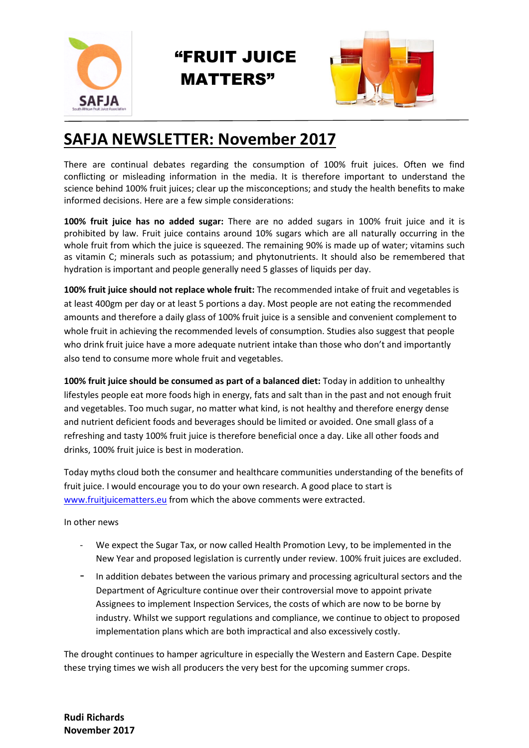# "FRUIT JUICE MATTERS"

## SAFJA NEWSLETTER: November 2017

There are continual debates regarding the consumption of 100% fruit juices. Often we find conflicting or misleading information in the media. It is therefore important to understand the science behind 100% fruit juices; clear up the misconceptions; and study the health benefits to make informed decisions. Here are a few simple considerations:

**100% fruit juice has no added sugar:** There are no added sugars in 100% fruit juice and it is prohibited by law. Fruit juice contains around 10% sugars which are all naturally occurring in the whole fruit from which the juice is squeezed. The remaining 90% is made up of water; vitamins such as vitamin C; minerals such as potassium; and phytonutrients. It should also be remembered that hydration is important and people generally need 5 glasses of liquids per day.

**100% fruit juice should not replace whole fruit:** The recommended intake of fruit and vegetables is at least 400gm per day or at least 5 portions a day. Most people are not eating the recommended amounts and therefore a daily glass of 100% fruit juice is a sensible and convenient complement to whole fruit in achieving the recommended levels of consumption. Studies also suggest that people who drink fruit juice have a more adequate nutrient intake than those who don't and importantly also tend to consume more whole fruit and vegetables.

**100% fruit juice should be consumed as part of a balanced diet:** Today in addition to unhealthy lifestyles people eat more foods high in energy, fats and salt than in the past and not enough fruit and vegetables. Too much sugar, no matter what kind, is not healthy and therefore energy dense and nutrient deficient foods and beverages should be limited or avoided. One small glass of a refreshing and tasty 100% fruit juice is therefore beneficial once a day. Like all other foods and drinks, 100% fruit juice is best in moderation.

Today myths cloud both the consumer and healthcare communities understanding of the benefits of fruit juice. I would encourage you to do your own research. A good place to start is www.fruitjuicematters.eu from which the above comments were extracted.

In other news

- We expect the Sugar Tax, or now called Health Promotion Levy, to be implemented in the New Year and proposed legislation is currently under review. 100% fruit juices are excluded.
- In addition debates between the various primary and processing agricultural sectors and the Department of Agriculture continue over their controversial move to appoint private Assignees to implement Inspection Services, the costs of which are now to be borne by industry. Whilst we support regulations and compliance, we continue to object to proposed implementation plans which are both impractical and also excessively costly.

The drought continues to hamper agriculture in especially the Western and Eastern Cape. Despite these trying times we wish all producers the very best for the upcoming summer crops.

**Rudi Richards**
**November 2017**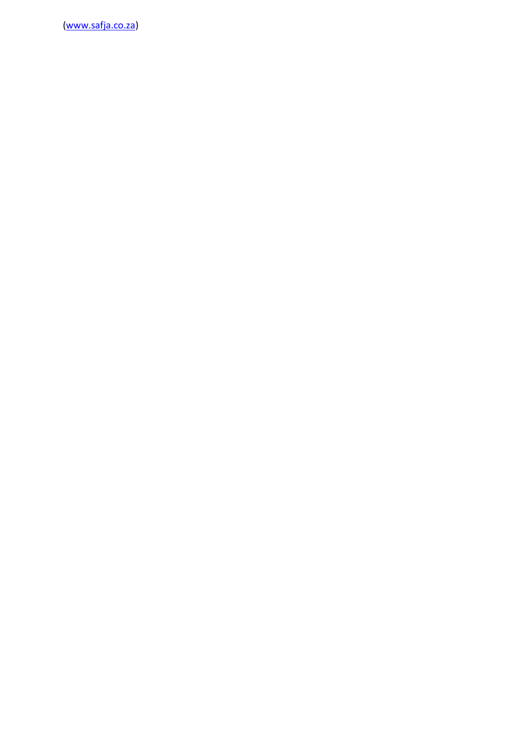([www.safja.co.za](www.safja.co.za))